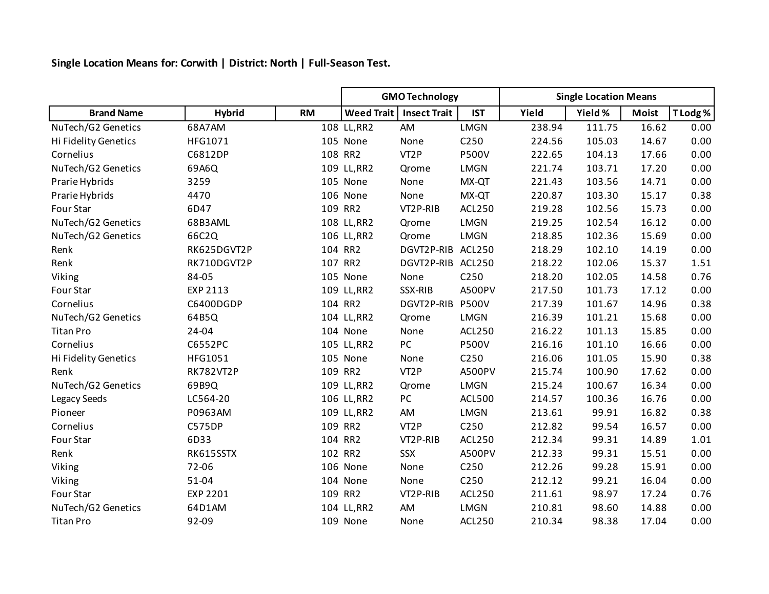**Single Location Means for: Corwith | District: North | Full-Season Test.**

| | | | GMO Technology | | | Single Location Means | | | |
|---|---|---|---|---|---|---|---|---|---|
| Brand Name | Hybrid | RM | Weed Trait | Insect Trait | IST | Yield | Yield % | Moist | T Lodg % |
| NuTech/G2 Genetics | 68A7AM | 108 | LL,RR2 | AM | LMGN | 238.94 | 111.75 | 16.62 | 0.00 |
| Hi Fidelity Genetics | HFG1071 | 105 | None | None | C250 | 224.56 | 105.03 | 14.67 | 0.00 |
| Cornelius | C6812DP | 108 | RR2 | VT2P | P500V | 222.65 | 104.13 | 17.66 | 0.00 |
| NuTech/G2 Genetics | 69A6Q | 109 | LL,RR2 | Qrome | LMGN | 221.74 | 103.71 | 17.20 | 0.00 |
| Prarie Hybrids | 3259 | 105 | None | None | MX-QT | 221.43 | 103.56 | 14.71 | 0.00 |
| Prarie Hybrids | 4470 | 106 | None | None | MX-QT | 220.87 | 103.30 | 15.17 | 0.38 |
| Four Star | 6D47 | 109 | RR2 | VT2P-RIB | ACL250 | 219.28 | 102.56 | 15.73 | 0.00 |
| NuTech/G2 Genetics | 68B3AML | 108 | LL,RR2 | Qrome | LMGN | 219.25 | 102.54 | 16.12 | 0.00 |
| NuTech/G2 Genetics | 66C2Q | 106 | LL,RR2 | Qrome | LMGN | 218.85 | 102.36 | 15.69 | 0.00 |
| Renk | RK625DGVT2P | 104 | RR2 | DGVT2P-RIB | ACL250 | 218.29 | 102.10 | 14.19 | 0.00 |
| Renk | RK710DGVT2P | 107 | RR2 | DGVT2P-RIB | ACL250 | 218.22 | 102.06 | 15.37 | 1.51 |
| Viking | 84-05 | 105 | None | None | C250 | 218.20 | 102.05 | 14.58 | 0.76 |
| Four Star | EXP 2113 | 109 | LL,RR2 | SSX-RIB | A500PV | 217.50 | 101.73 | 17.12 | 0.00 |
| Cornelius | C6400DGDP | 104 | RR2 | DGVT2P-RIB | P500V | 217.39 | 101.67 | 14.96 | 0.38 |
| NuTech/G2 Genetics | 64B5Q | 104 | LL,RR2 | Qrome | LMGN | 216.39 | 101.21 | 15.68 | 0.00 |
| Titan Pro | 24-04 | 104 | None | None | ACL250 | 216.22 | 101.13 | 15.85 | 0.00 |
| Cornelius | C6552PC | 105 | LL,RR2 | PC | P500V | 216.16 | 101.10 | 16.66 | 0.00 |
| Hi Fidelity Genetics | HFG1051 | 105 | None | None | C250 | 216.06 | 101.05 | 15.90 | 0.38 |
| Renk | RK782VT2P | 109 | RR2 | VT2P | A500PV | 215.74 | 100.90 | 17.62 | 0.00 |
| NuTech/G2 Genetics | 69B9Q | 109 | LL,RR2 | Qrome | LMGN | 215.24 | 100.67 | 16.34 | 0.00 |
| Legacy Seeds | LC564-20 | 106 | LL,RR2 | PC | ACL500 | 214.57 | 100.36 | 16.76 | 0.00 |
| Pioneer | P0963AM | 109 | LL,RR2 | AM | LMGN | 213.61 | 99.91 | 16.82 | 0.38 |
| Cornelius | C575DP | 109 | RR2 | VT2P | C250 | 212.82 | 99.54 | 16.57 | 0.00 |
| Four Star | 6D33 | 104 | RR2 | VT2P-RIB | ACL250 | 212.34 | 99.31 | 14.89 | 1.01 |
| Renk | RK615SSTX | 102 | RR2 | SSX | A500PV | 212.33 | 99.31 | 15.51 | 0.00 |
| Viking | 72-06 | 106 | None | None | C250 | 212.26 | 99.28 | 15.91 | 0.00 |
| Viking | 51-04 | 104 | None | None | C250 | 212.12 | 99.21 | 16.04 | 0.00 |
| Four Star | EXP 2201 | 109 | RR2 | VT2P-RIB | ACL250 | 211.61 | 98.97 | 17.24 | 0.76 |
| NuTech/G2 Genetics | 64D1AM | 104 | LL,RR2 | AM | LMGN | 210.81 | 98.60 | 14.88 | 0.00 |
| Titan Pro | 92-09 | 109 | None | None | ACL250 | 210.34 | 98.38 | 17.04 | 0.00 |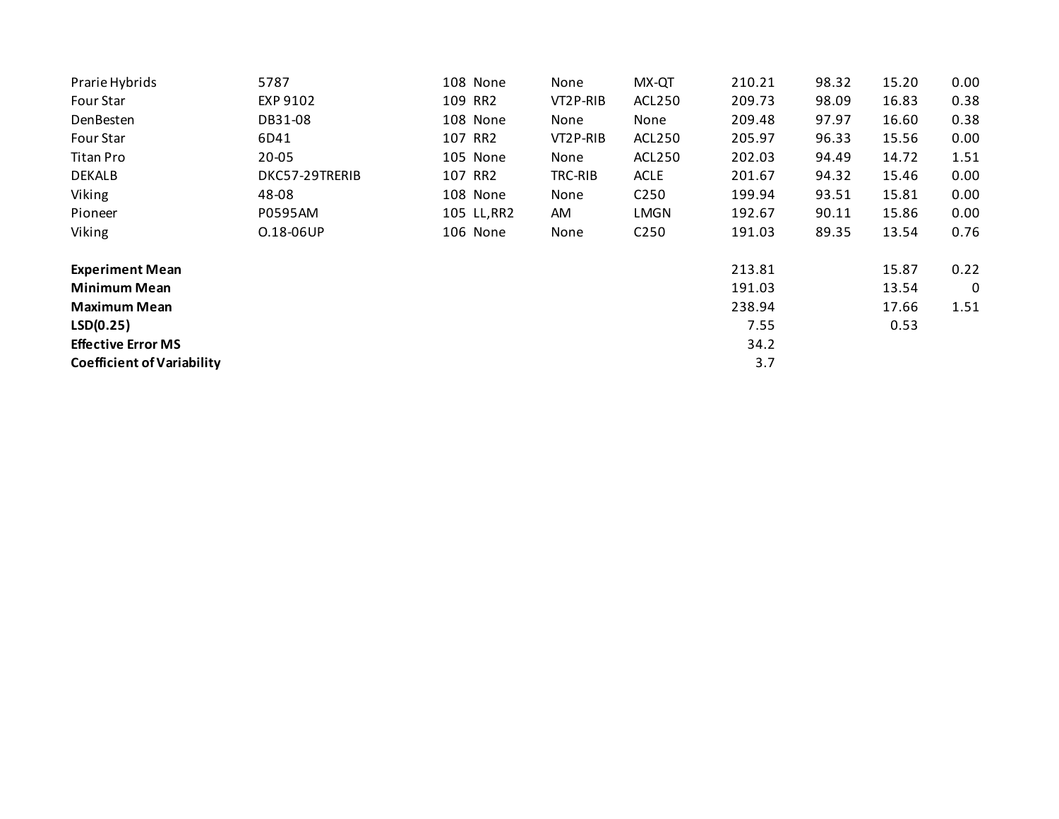| | | | | | | | | | |
|---|---|---|---|---|---|---|---|---|---|
| Prarie Hybrids | 5787 | 108 | None | None | MX-QT | 210.21 | 98.32 | 15.20 | 0.00 |
| Four Star | EXP 9102 | 109 | RR2 | VT2P-RIB | ACL250 | 209.73 | 98.09 | 16.83 | 0.38 |
| DenBesten | DB31-08 | 108 | None | None | None | 209.48 | 97.97 | 16.60 | 0.38 |
| Four Star | 6D41 | 107 | RR2 | VT2P-RIB | ACL250 | 205.97 | 96.33 | 15.56 | 0.00 |
| Titan Pro | 20-05 | 105 | None | None | ACL250 | 202.03 | 94.49 | 14.72 | 1.51 |
| DEKALB | DKC57-29TRERIB | 107 | RR2 | TRC-RIB | ACLE | 201.67 | 94.32 | 15.46 | 0.00 |
| Viking | 48-08 | 108 | None | None | C250 | 199.94 | 93.51 | 15.81 | 0.00 |
| Pioneer | P0595AM | 105 | LL,RR2 | AM | LMGN | 192.67 | 90.11 | 15.86 | 0.00 |
| Viking | O.18-06UP | 106 | None | None | C250 | 191.03 | 89.35 | 13.54 | 0.76 |
| | | | | | | | | | |
| **Experiment Mean** | | | | | | 213.81 | | 15.87 | 0.22 |
| **Minimum Mean** | | | | | | 191.03 | | 13.54 | 0 |
| **Maximum Mean** | | | | | | 238.94 | | 17.66 | 1.51 |
| **LSD(0.25)** | | | | | | 7.55 | | 0.53 | |
| **Effective Error MS** | | | | | | 34.2 | | | |
| **Coefficient of Variability** | | | | | | 3.7 | | | |